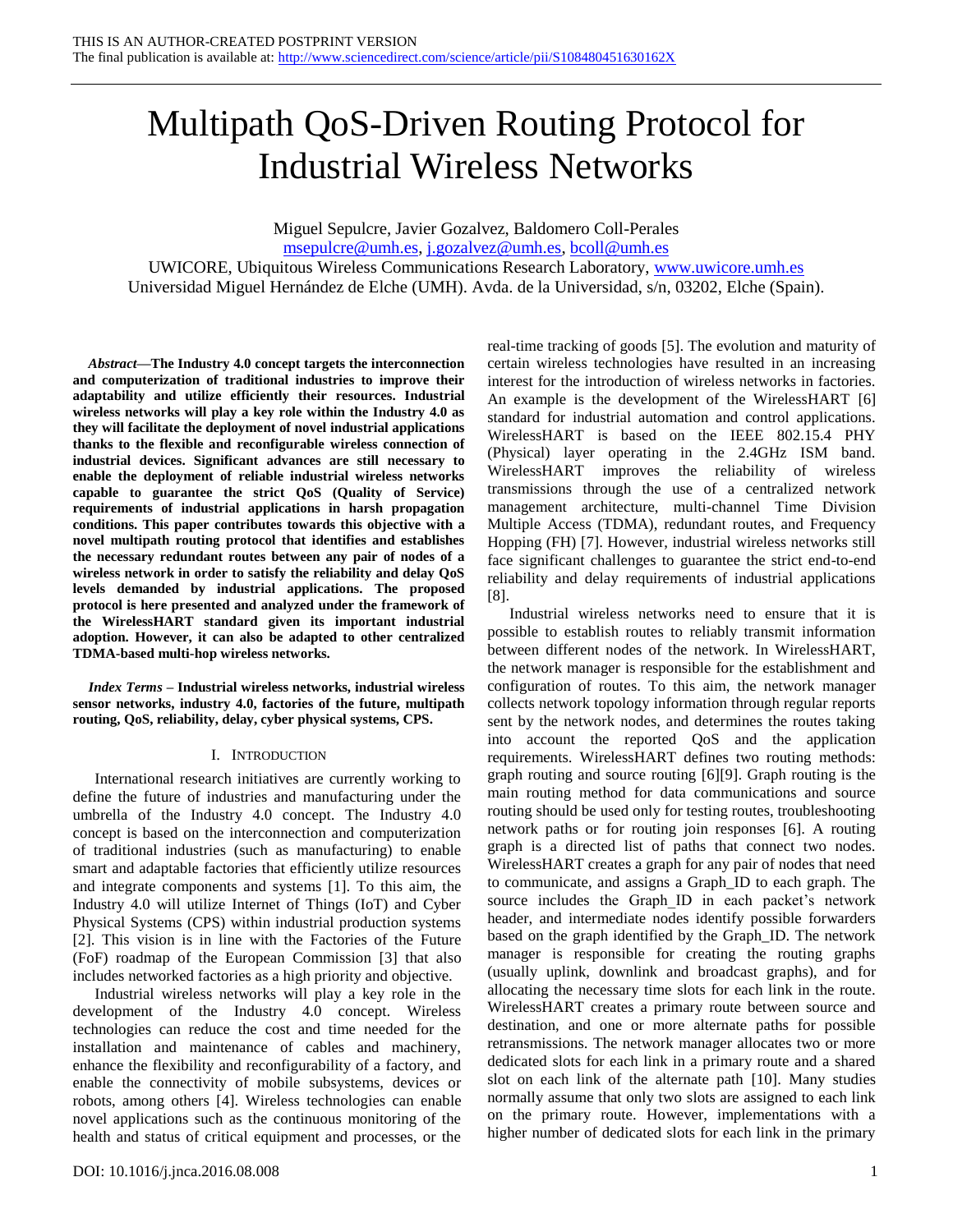THIS IS AN AUTHOR-CREATED POSTPRINT VERSION
The final publication is available at: http://www.sciencedirect.com/science/article/pii/S108480451630162X

# Multipath QoS-Driven Routing Protocol for Industrial Wireless Networks

Miguel Sepulcre, Javier Gozalvez, Baldomero Coll-Perales
msepulcre@umh.es, j.gozalvez@umh.es, bcoll@umh.es
UWICORE, Ubiquitous Wireless Communications Research Laboratory, www.uwicore.umh.es
Universidad Miguel Hernández de Elche (UMH). Avda. de la Universidad, s/n, 03202, Elche (Spain).

***Abstract*—The Industry 4.0 concept targets the interconnection and computerization of traditional industries to improve their adaptability and utilize efficiently their resources. Industrial wireless networks will play a key role within the Industry 4.0 as they will facilitate the deployment of novel industrial applications thanks to the flexible and reconfigurable wireless connection of industrial devices. Significant advances are still necessary to enable the deployment of reliable industrial wireless networks capable to guarantee the strict QoS (Quality of Service) requirements of industrial applications in harsh propagation conditions. This paper contributes towards this objective with a novel multipath routing protocol that identifies and establishes the necessary redundant routes between any pair of nodes of a wireless network in order to satisfy the reliability and delay QoS levels demanded by industrial applications. The proposed protocol is here presented and analyzed under the framework of the WirelessHART standard given its important industrial adoption. However, it can also be adapted to other centralized TDMA-based multi-hop wireless networks.**

***Index Terms* – Industrial wireless networks, industrial wireless sensor networks, industry 4.0, factories of the future, multipath routing, QoS, reliability, delay, cyber physical systems, CPS.**

## I. Introduction

International research initiatives are currently working to define the future of industries and manufacturing under the umbrella of the Industry 4.0 concept. The Industry 4.0 concept is based on the interconnection and computerization of traditional industries (such as manufacturing) to enable smart and adaptable factories that efficiently utilize resources and integrate components and systems [1]. To this aim, the Industry 4.0 will utilize Internet of Things (IoT) and Cyber Physical Systems (CPS) within industrial production systems [2]. This vision is in line with the Factories of the Future (FoF) roadmap of the European Commission [3] that also includes networked factories as a high priority and objective.

Industrial wireless networks will play a key role in the development of the Industry 4.0 concept. Wireless technologies can reduce the cost and time needed for the installation and maintenance of cables and machinery, enhance the flexibility and reconfigurability of a factory, and enable the connectivity of mobile subsystems, devices or robots, among others [4]. Wireless technologies can enable novel applications such as the continuous monitoring of the health and status of critical equipment and processes, or the real-time tracking of goods [5]. The evolution and maturity of certain wireless technologies have resulted in an increasing interest for the introduction of wireless networks in factories. An example is the development of the WirelessHART [6] standard for industrial automation and control applications. WirelessHART is based on the IEEE 802.15.4 PHY (Physical) layer operating in the 2.4GHz ISM band. WirelessHART improves the reliability of wireless transmissions through the use of a centralized network management architecture, multi-channel Time Division Multiple Access (TDMA), redundant routes, and Frequency Hopping (FH) [7]. However, industrial wireless networks still face significant challenges to guarantee the strict end-to-end reliability and delay requirements of industrial applications [8].

Industrial wireless networks need to ensure that it is possible to establish routes to reliably transmit information between different nodes of the network. In WirelessHART, the network manager is responsible for the establishment and configuration of routes. To this aim, the network manager collects network topology information through regular reports sent by the network nodes, and determines the routes taking into account the reported QoS and the application requirements. WirelessHART defines two routing methods: graph routing and source routing [6][9]. Graph routing is the main routing method for data communications and source routing should be used only for testing routes, troubleshooting network paths or for routing join responses [6]. A routing graph is a directed list of paths that connect two nodes. WirelessHART creates a graph for any pair of nodes that need to communicate, and assigns a Graph_ID to each graph. The source includes the Graph_ID in each packet's network header, and intermediate nodes identify possible forwarders based on the graph identified by the Graph_ID. The network manager is responsible for creating the routing graphs (usually uplink, downlink and broadcast graphs), and for allocating the necessary time slots for each link in the route. WirelessHART creates a primary route between source and destination, and one or more alternate paths for possible retransmissions. The network manager allocates two or more dedicated slots for each link in a primary route and a shared slot on each link of the alternate path [10]. Many studies normally assume that only two slots are assigned to each link on the primary route. However, implementations with a higher number of dedicated slots for each link in the primary

DOI: 10.1016/j.jnca.2016.08.008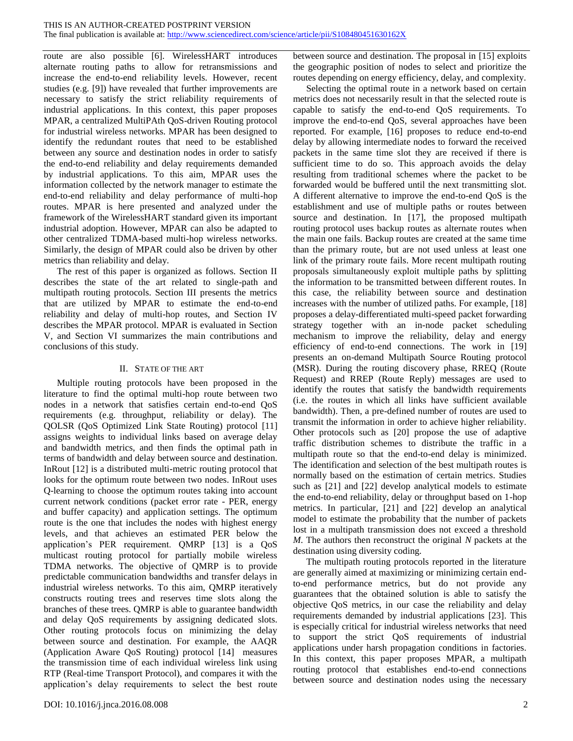route are also possible [6]. WirelessHART introduces alternate routing paths to allow for retransmissions and increase the end-to-end reliability levels. However, recent studies (e.g. [9]) have revealed that further improvements are necessary to satisfy the strict reliability requirements of industrial applications. In this context, this paper proposes MPAR, a centralized MultiPAth QoS-driven Routing protocol for industrial wireless networks. MPAR has been designed to identify the redundant routes that need to be established between any source and destination nodes in order to satisfy the end-to-end reliability and delay requirements demanded by industrial applications. To this aim, MPAR uses the information collected by the network manager to estimate the end-to-end reliability and delay performance of multi-hop routes. MPAR is here presented and analyzed under the framework of the WirelessHART standard given its important industrial adoption. However, MPAR can also be adapted to other centralized TDMA-based multi-hop wireless networks. Similarly, the design of MPAR could also be driven by other metrics than reliability and delay.

The rest of this paper is organized as follows. Section II describes the state of the art related to single-path and multipath routing protocols. Section III presents the metrics that are utilized by MPAR to estimate the end-to-end reliability and delay of multi-hop routes, and Section IV describes the MPAR protocol. MPAR is evaluated in Section V, and Section VI summarizes the main contributions and conclusions of this study.

## II. STATE OF THE ART

Multiple routing protocols have been proposed in the literature to find the optimal multi-hop route between two nodes in a network that satisfies certain end-to-end QoS requirements (e.g. throughput, reliability or delay). The QOLSR (QoS Optimized Link State Routing) protocol [11] assigns weights to individual links based on average delay and bandwidth metrics, and then finds the optimal path in terms of bandwidth and delay between source and destination. InRout [12] is a distributed multi-metric routing protocol that looks for the optimum route between two nodes. InRout uses Q-learning to choose the optimum routes taking into account current network conditions (packet error rate - PER, energy and buffer capacity) and application settings. The optimum route is the one that includes the nodes with highest energy levels, and that achieves an estimated PER below the application's PER requirement. QMRP [13] is a QoS multicast routing protocol for partially mobile wireless TDMA networks. The objective of QMRP is to provide predictable communication bandwidths and transfer delays in industrial wireless networks. To this aim, QMRP iteratively constructs routing trees and reserves time slots along the branches of these trees. QMRP is able to guarantee bandwidth and delay QoS requirements by assigning dedicated slots. Other routing protocols focus on minimizing the delay between source and destination. For example, the AAQR (Application Aware QoS Routing) protocol [14] measures the transmission time of each individual wireless link using RTP (Real-time Transport Protocol), and compares it with the application's delay requirements to select the best route between source and destination. The proposal in [15] exploits the geographic position of nodes to select and prioritize the routes depending on energy efficiency, delay, and complexity.

Selecting the optimal route in a network based on certain metrics does not necessarily result in that the selected route is capable to satisfy the end-to-end QoS requirements. To improve the end-to-end QoS, several approaches have been reported. For example, [16] proposes to reduce end-to-end delay by allowing intermediate nodes to forward the received packets in the same time slot they are received if there is sufficient time to do so. This approach avoids the delay resulting from traditional schemes where the packet to be forwarded would be buffered until the next transmitting slot. A different alternative to improve the end-to-end QoS is the establishment and use of multiple paths or routes between source and destination. In [17], the proposed multipath routing protocol uses backup routes as alternate routes when the main one fails. Backup routes are created at the same time than the primary route, but are not used unless at least one link of the primary route fails. More recent multipath routing proposals simultaneously exploit multiple paths by splitting the information to be transmitted between different routes. In this case, the reliability between source and destination increases with the number of utilized paths. For example, [18] proposes a delay-differentiated multi-speed packet forwarding strategy together with an in-node packet scheduling mechanism to improve the reliability, delay and energy efficiency of end-to-end connections. The work in [19] presents an on-demand Multipath Source Routing protocol (MSR). During the routing discovery phase, RREQ (Route Request) and RREP (Route Reply) messages are used to identify the routes that satisfy the bandwidth requirements (i.e. the routes in which all links have sufficient available bandwidth). Then, a pre-defined number of routes are used to transmit the information in order to achieve higher reliability. Other protocols such as [20] propose the use of adaptive traffic distribution schemes to distribute the traffic in a multipath route so that the end-to-end delay is minimized. The identification and selection of the best multipath routes is normally based on the estimation of certain metrics. Studies such as [21] and [22] develop analytical models to estimate the end-to-end reliability, delay or throughput based on 1-hop metrics. In particular, [21] and [22] develop an analytical model to estimate the probability that the number of packets lost in a multipath transmission does not exceed a threshold $M$. The authors then reconstruct the original $N$ packets at the destination using diversity coding.

The multipath routing protocols reported in the literature are generally aimed at maximizing or minimizing certain end-to-end performance metrics, but do not provide any guarantees that the obtained solution is able to satisfy the objective QoS metrics, in our case the reliability and delay requirements demanded by industrial applications [23]. This is especially critical for industrial wireless networks that need to support the strict QoS requirements of industrial applications under harsh propagation conditions in factories. In this context, this paper proposes MPAR, a multipath routing protocol that establishes end-to-end connections between source and destination nodes using the necessary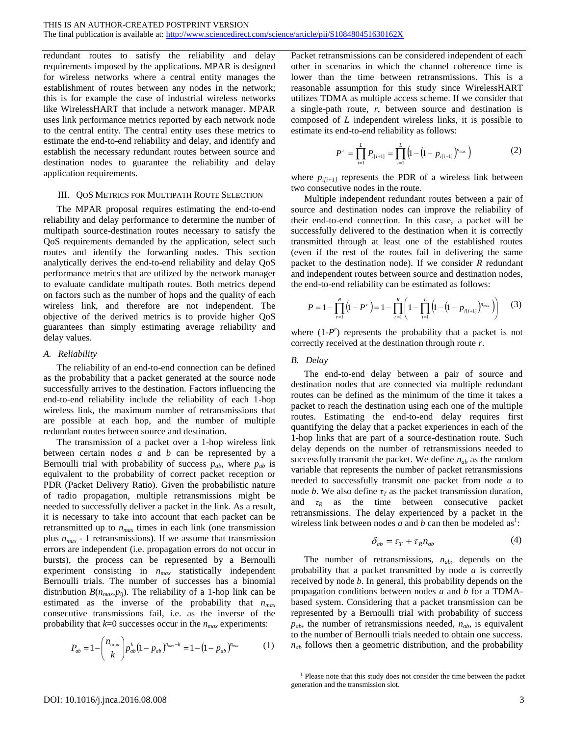redundant routes to satisfy the reliability and delay requirements imposed by the applications. MPAR is designed for wireless networks where a central entity manages the establishment of routes between any nodes in the network; this is for example the case of industrial wireless networks like WirelessHART that include a network manager. MPAR uses link performance metrics reported by each network node to the central entity. The central entity uses these metrics to estimate the end-to-end reliability and delay, and identify and establish the necessary redundant routes between source and destination nodes to guarantee the reliability and delay application requirements.

## III. QoS Metrics for Multipath Route Selection

The MPAR proposal requires estimating the end-to-end reliability and delay performance to determine the number of multipath source-destination routes necessary to satisfy the QoS requirements demanded by the application, select such routes and identify the forwarding nodes. This section analytically derives the end-to-end reliability and delay QoS performance metrics that are utilized by the network manager to evaluate candidate multipath routes. Both metrics depend on factors such as the number of hops and the quality of each wireless link, and therefore are not independent. The objective of the derived metrics is to provide higher QoS guarantees than simply estimating average reliability and delay values.

### *A. Reliability*

The reliability of an end-to-end connection can be defined as the probability that a packet generated at the source node successfully arrives to the destination. Factors influencing the end-to-end reliability include the reliability of each 1-hop wireless link, the maximum number of retransmissions that are possible at each hop, and the number of multiple redundant routes between source and destination.

The transmission of a packet over a 1-hop wireless link between certain nodes $a$ and $b$ can be represented by a Bernoulli trial with probability of success $p_{ab}$, where $p_{ab}$ is equivalent to the probability of correct packet reception or PDR (Packet Delivery Ratio). Given the probabilistic nature of radio propagation, multiple retransmissions might be needed to successfully deliver a packet in the link. As a result, it is necessary to take into account that each packet can be retransmitted up to $n_{max}$ times in each link (one transmission plus $n_{max}$ - 1 retransmissions). If we assume that transmission errors are independent (i.e. propagation errors do not occur in bursts), the process can be represented by a Bernoulli experiment consisting in $n_{max}$ statistically independent Bernoulli trials. The number of successes has a binomial distribution $B(n_{max},p_{ij})$. The reliability of a 1-hop link can be estimated as the inverse of the probability that $n_{max}$ consecutive transmissions fail, i.e. as the inverse of the probability that $k$=0 successes occur in the $n_{max}$ experiments:

$$P_{ab} = 1 - \binom{n_{\max}}{k} p_{ab}^{k} \left(1 - p_{ab}\right)^{n_{\max}-k} = 1 - \left(1 - p_{ab}\right)^{n_{\max}} \qquad (1)$$

Packet retransmissions can be considered independent of each other in scenarios in which the channel coherence time is lower than the time between retransmissions. This is a reasonable assumption for this study since WirelessHART utilizes TDMA as multiple access scheme. If we consider that a single-path route, $r$, between source and destination is composed of $L$ independent wireless links, it is possible to estimate its end-to-end reliability as follows:

$$P^{r} = \prod_{i=1}^{L} P_{i[i+1]} = \prod_{i=1}^{L} \left(1 - \left(1 - p_{i[i+1]}\right)^{n_{\max}}\right) \qquad (2)$$

where $p_{i[i+1]}$ represents the PDR of a wireless link between two consecutive nodes in the route.

Multiple independent redundant routes between a pair of source and destination nodes can improve the reliability of their end-to-end connection. In this case, a packet will be successfully delivered to the destination when it is correctly transmitted through at least one of the established routes (even if the rest of the routes fail in delivering the same packet to the destination node). If we consider $R$ redundant and independent routes between source and destination nodes, the end-to-end reliability can be estimated as follows:

$$P = 1 - \prod_{r=1}^{R} \left(1 - P^{r}\right) = 1 - \prod_{r=1}^{R} \left(1 - \prod_{i=1}^{L} \left(1 - \left(1 - p_{i[i+1]}\right)^{n_{\max}}\right)\right) \qquad (3)$$

where $(1-P^r)$ represents the probability that a packet is not correctly received at the destination through route $r$.

### *B. Delay*

The end-to-end delay between a pair of source and destination nodes that are connected via multiple redundant routes can be defined as the minimum of the time it takes a packet to reach the destination using each one of the multiple routes. Estimating the end-to-end delay requires first quantifying the delay that a packet experiences in each of the 1-hop links that are part of a source-destination route. Such delay depends on the number of retransmissions needed to successfully transmit the packet. We define $n_{ab}$ as the random variable that represents the number of packet retransmissions needed to successfully transmit one packet from node $a$ to node $b$. We also define $\tau_T$ as the packet transmission duration, and $\tau_R$ as the time between consecutive packet retransmissions. The delay experienced by a packet in the wireless link between nodes $a$ and $b$ can then be modeled as[1]:

$$\delta_{ab} = \tau_T + \tau_R n_{ab} \qquad (4)$$

The number of retransmissions, $n_{ab}$, depends on the probability that a packet transmitted by node $a$ is correctly received by node $b$. In general, this probability depends on the propagation conditions between nodes $a$ and $b$ for a TDMA-based system. Considering that a packet transmission can be represented by a Bernoulli trial with probability of success $p_{ab}$, the number of retransmissions needed, $n_{ab}$, is equivalent to the number of Bernoulli trials needed to obtain one success. $n_{ab}$ follows then a geometric distribution, and the probability

[1] Please note that this study does not consider the time between the packet generation and the transmission slot.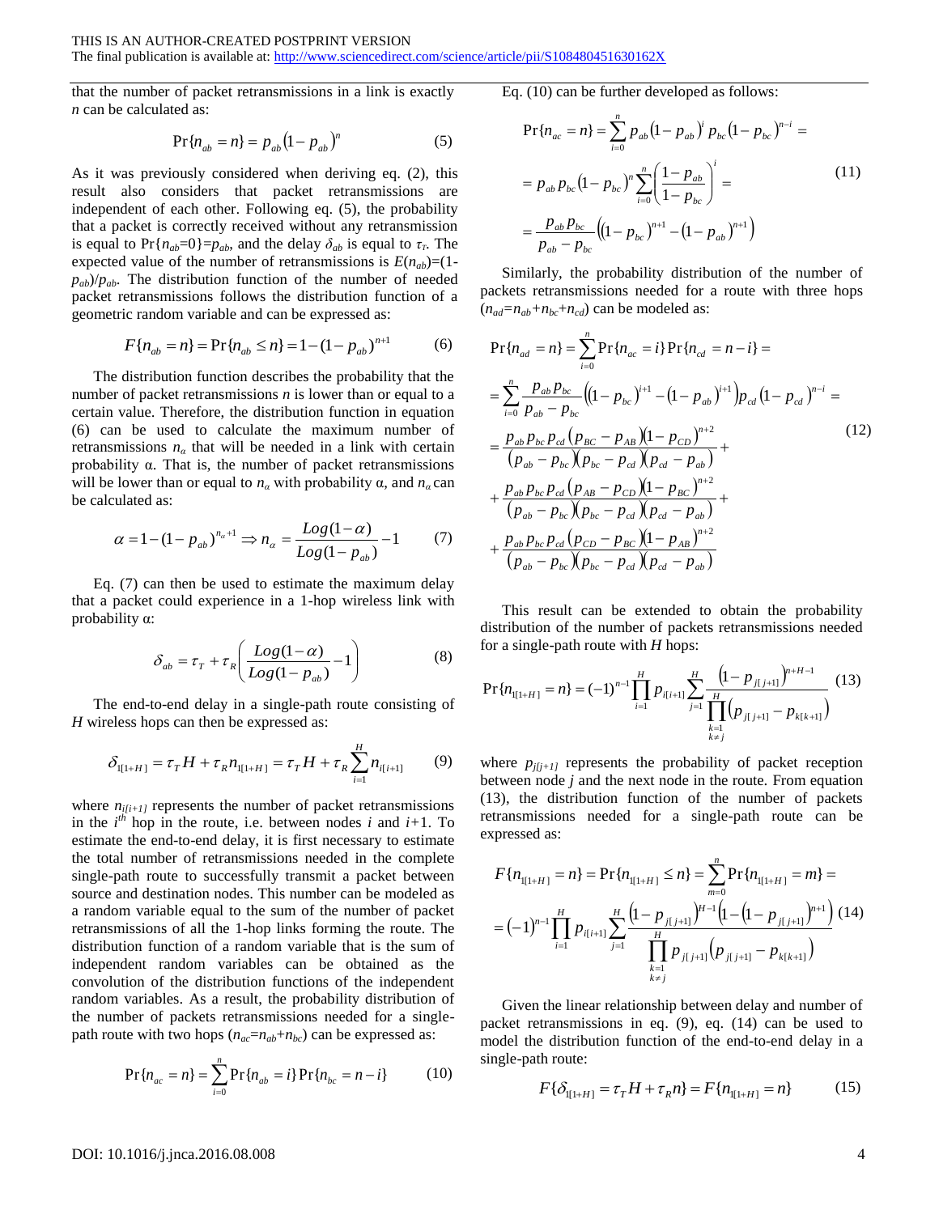that the number of packet retransmissions in a link is exactly $n$ can be calculated as:

$$\Pr\{n_{ab}=n\}=p_{ab}\left(1-p_{ab}\right)^{n} \tag{5}$$

As it was previously considered when deriving eq. (2), this result also considers that packet retransmissions are independent of each other. Following eq. (5), the probability that a packet is correctly received without any retransmission is equal to $\Pr\{n_{ab}=0\}=p_{ab}$, and the delay $\delta_{ab}$ is equal to $\tau_T$. The expected value of the number of retransmissions is $E(n_{ab})=(1-p_{ab})/p_{ab}$. The distribution function of the number of needed packet retransmissions follows the distribution function of a geometric random variable and can be expressed as:

$$F\{n_{ab}=n\}=\Pr\{n_{ab}\le n\}=1-(1-p_{ab})^{n+1} \tag{6}$$

The distribution function describes the probability that the number of packet retransmissions $n$ is lower than or equal to a certain value. Therefore, the distribution function in equation (6) can be used to calculate the maximum number of retransmissions $n_\alpha$ that will be needed in a link with certain probability α. That is, the number of packet retransmissions will be lower than or equal to $n_\alpha$ with probability α, and $n_\alpha$ can be calculated as:

$$\alpha=1-(1-p_{ab})^{n_\alpha+1}\Rightarrow n_\alpha=\frac{Log(1-\alpha)}{Log(1-p_{ab})}-1 \tag{7}$$

Eq. (7) can then be used to estimate the maximum delay that a packet could experience in a 1-hop wireless link with probability α:

$$\delta_{ab}=\tau_T+\tau_R\left(\frac{Log(1-\alpha)}{Log(1-p_{ab})}-1\right) \tag{8}$$

The end-to-end delay in a single-path route consisting of $H$ wireless hops can then be expressed as:

$$\delta_{1[1+H]}=\tau_T H+\tau_R n_{1[1+H]}=\tau_T H+\tau_R\sum_{i=1}^{H}n_{i[i+1]} \tag{9}$$

where $n_{i[i+1]}$ represents the number of packet retransmissions in the $i^{th}$ hop in the route, i.e. between nodes $i$ and $i$+1. To estimate the end-to-end delay, it is first necessary to estimate the total number of retransmissions needed in the complete single-path route to successfully transmit a packet between source and destination nodes. This number can be modeled as a random variable equal to the sum of the number of packet retransmissions of all the 1-hop links forming the route. The distribution function of a random variable that is the sum of independent random variables can be obtained as the convolution of the distribution functions of the independent random variables. As a result, the probability distribution of the number of packets retransmissions needed for a single-path route with two hops ($n_{ac}=n_{ab}+n_{bc}$) can be expressed as:

$$\Pr\{n_{ac}=n\}=\sum_{i=0}^{n}\Pr\{n_{ab}=i\}\Pr\{n_{bc}=n-i\} \tag{10}$$

Eq. (10) can be further developed as follows:

$$\begin{aligned}\Pr\{n_{ac}=n\}&=\sum_{i=0}^{n}p_{ab}\left(1-p_{ab}\right)^{i}p_{bc}\left(1-p_{bc}\right)^{n-i}=\\&=p_{ab}p_{bc}\left(1-p_{bc}\right)^{n}\sum_{i=0}^{n}\left(\frac{1-p_{ab}}{1-p_{bc}}\right)^{i}=\\&=\frac{p_{ab}p_{bc}}{p_{ab}-p_{bc}}\left(\left(1-p_{bc}\right)^{n+1}-\left(1-p_{ab}\right)^{n+1}\right)\end{aligned} \tag{11}$$

Similarly, the probability distribution of the number of packets retransmissions needed for a route with three hops ($n_{ad}=n_{ab}+n_{bc}+n_{cd}$) can be modeled as:

$$\begin{aligned}&\Pr\{n_{ad}=n\}=\sum_{i=0}^{n}\Pr\{n_{ac}=i\}\Pr\{n_{cd}=n-i\}=\\&=\sum_{i=0}^{n}\frac{p_{ab}p_{bc}}{p_{ab}-p_{bc}}\left(\left(1-p_{bc}\right)^{i+1}-\left(1-p_{ab}\right)^{i+1}\right)p_{cd}\left(1-p_{cd}\right)^{n-i}=\\&=\frac{p_{ab}p_{bc}p_{cd}\left(p_{BC}-p_{AB}\right)\left(1-p_{CD}\right)^{n+2}}{\left(p_{ab}-p_{bc}\right)\left(p_{bc}-p_{cd}\right)\left(p_{cd}-p_{ab}\right)}+\\&+\frac{p_{ab}p_{bc}p_{cd}\left(p_{AB}-p_{CD}\right)\left(1-p_{BC}\right)^{n+2}}{\left(p_{ab}-p_{bc}\right)\left(p_{bc}-p_{cd}\right)\left(p_{cd}-p_{ab}\right)}+\\&+\frac{p_{ab}p_{bc}p_{cd}\left(p_{CD}-p_{BC}\right)\left(1-p_{AB}\right)^{n+2}}{\left(p_{ab}-p_{bc}\right)\left(p_{bc}-p_{cd}\right)\left(p_{cd}-p_{ab}\right)}\end{aligned} \tag{12}$$

This result can be extended to obtain the probability distribution of the number of packets retransmissions needed for a single-path route with $H$ hops:

$$\Pr\{n_{1[1+H]}=n\}=(-1)^{n-1}\prod_{i=1}^{H}p_{i[i+1]}\sum_{j=1}^{H}\frac{\left(1-p_{j[j+1]}\right)^{n+H-1}}{\prod_{\substack{k=1\\k\neq j}}^{H}\left(p_{j[j+1]}-p_{k[k+1]}\right)} \tag{13}$$

where $p_{j[j+1]}$ represents the probability of packet reception between node $j$ and the next node in the route. From equation (13), the distribution function of the number of packets retransmissions needed for a single-path route can be expressed as:

$$\begin{aligned}F\{n_{1[1+H]}=n\}&=\Pr\{n_{1[1+H]}\le n\}=\sum_{m=0}^{n}\Pr\{n_{1[1+H]}=m\}=\\&=\left(-1\right)^{n-1}\prod_{i=1}^{H}p_{i[i+1]}\sum_{j=1}^{H}\frac{\left(1-p_{j[j+1]}\right)^{H-1}\left(1-\left(1-p_{j[j+1]}\right)^{n+1}\right)}{\prod_{\substack{k=1\\k\neq j}}^{H}p_{j[j+1]}\left(p_{j[j+1]}-p_{k[k+1]}\right)}\end{aligned} \tag{14}$$

Given the linear relationship between delay and number of packet retransmissions in eq. (9), eq. (14) can be used to model the distribution function of the end-to-end delay in a single-path route:

$$F\{\delta_{1[1+H]}=\tau_T H+\tau_R n\}=F\{n_{1[1+H]}=n\} \tag{15}$$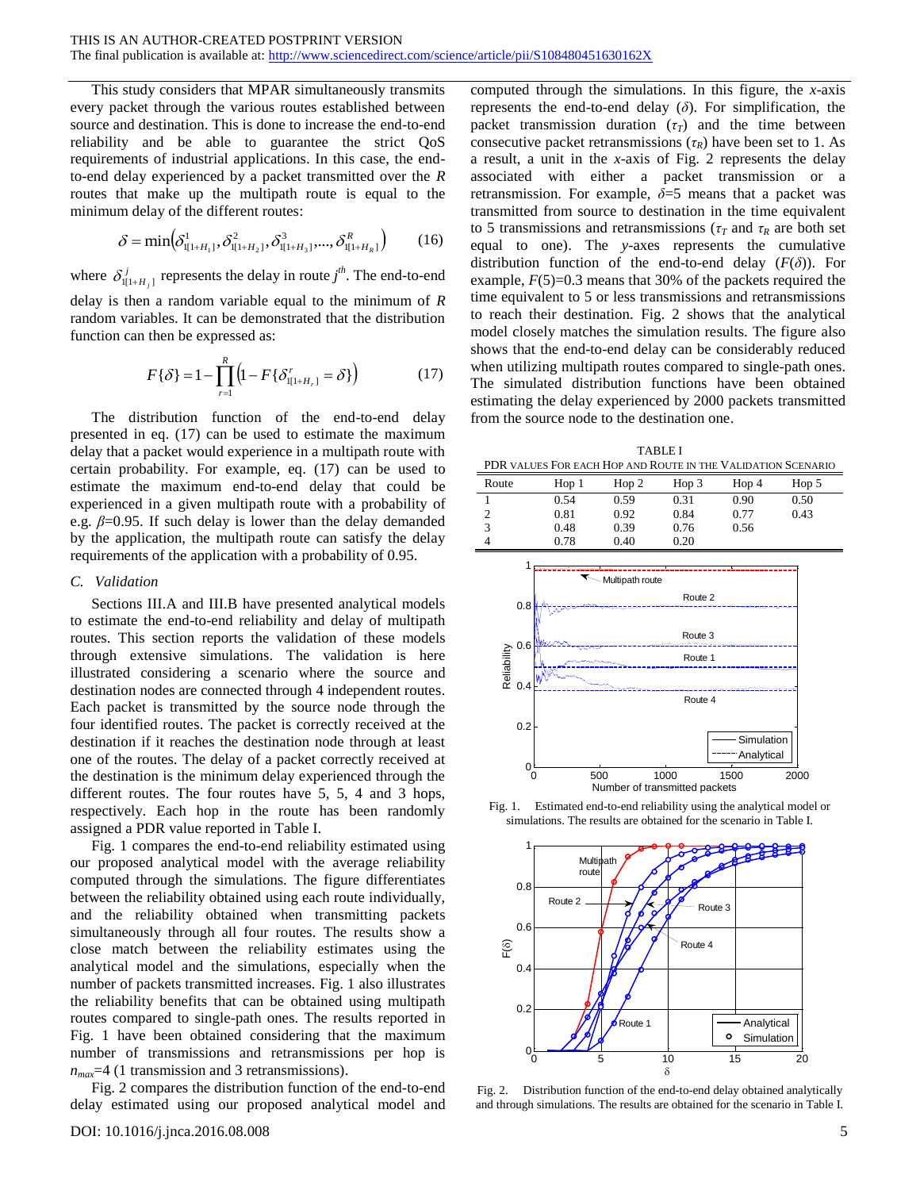This study considers that MPAR simultaneously transmits every packet through the various routes established between source and destination. This is done to increase the end-to-end reliability and be able to guarantee the strict QoS requirements of industrial applications. In this case, the end-to-end delay experienced by a packet transmitted over the $R$ routes that make up the multipath route is equal to the minimum delay of the different routes:

$$\delta = \min\left(\delta^1_{1[1+H_1]}, \delta^2_{1[1+H_2]}, \delta^3_{1[1+H_3]}, ..., \delta^R_{1[1+H_R]}\right) \quad (16)$$

where $\delta^j_{1[1+H_j]}$ represents the delay in route $j^{th}$. The end-to-end delay is then a random variable equal to the minimum of $R$ random variables. It can be demonstrated that the distribution function can then be expressed as:

$$F\{\delta\} = 1 - \prod_{r=1}^{R}\left(1 - F\{\delta^r_{1[1+H_r]} = \delta\}\right) \quad (17)$$

The distribution function of the end-to-end delay presented in eq. (17) can be used to estimate the maximum delay that a packet would experience in a multipath route with certain probability. For example, eq. (17) can be used to estimate the maximum end-to-end delay that could be experienced in a given multipath route with a probability of e.g. $\beta$=0.95. If such delay is lower than the delay demanded by the application, the multipath route can satisfy the delay requirements of the application with a probability of 0.95.

### C. Validation

Sections III.A and III.B have presented analytical models to estimate the end-to-end reliability and delay of multipath routes. This section reports the validation of these models through extensive simulations. The validation is here illustrated considering a scenario where the source and destination nodes are connected through 4 independent routes. Each packet is transmitted by the source node through the four identified routes. The packet is correctly received at the destination if it reaches the destination node through at least one of the routes. The delay of a packet correctly received at the destination is the minimum delay experienced through the different routes. The four routes have 5, 5, 4 and 3 hops, respectively. Each hop in the route has been randomly assigned a PDR value reported in Table I.

Fig. 1 compares the end-to-end reliability estimated using our proposed analytical model with the average reliability computed through the simulations. The figure differentiates between the reliability obtained using each route individually, and the reliability obtained when transmitting packets simultaneously through all four routes. The results show a close match between the reliability estimates using the analytical model and the simulations, especially when the number of packets transmitted increases. Fig. 1 also illustrates the reliability benefits that can be obtained using multipath routes compared to single-path ones. The results reported in Fig. 1 have been obtained considering that the maximum number of transmissions and retransmissions per hop is $n_{max}$=4 (1 transmission and 3 retransmissions).

Fig. 2 compares the distribution function of the end-to-end delay estimated using our proposed analytical model and computed through the simulations. In this figure, the $x$-axis represents the end-to-end delay ($\delta$). For simplification, the packet transmission duration ($\tau_T$) and the time between consecutive packet retransmissions ($\tau_R$) have been set to 1. As a result, a unit in the $x$-axis of Fig. 2 represents the delay associated with either a packet transmission or a retransmission. For example, $\delta$=5 means that a packet was transmitted from source to destination in the time equivalent to 5 transmissions and retransmissions ($\tau_T$ and $\tau_R$ are both set equal to one). The $y$-axes represents the cumulative distribution function of the end-to-end delay ($F(\delta)$). For example, $F(5)$=0.3 means that 30% of the packets required the time equivalent to 5 or less transmissions and retransmissions to reach their destination. Fig. 2 shows that the analytical model closely matches the simulation results. The figure also shows that the end-to-end delay can be considerably reduced when utilizing multipath routes compared to single-path ones. The simulated distribution functions have been obtained estimating the delay experienced by 2000 packets transmitted from the source node to the destination one.

TABLE I
PDR VALUES FOR EACH HOP AND ROUTE IN THE VALIDATION SCENARIO

| Route | Hop 1 | Hop 2 | Hop 3 | Hop 4 | Hop 5 |
|---|---|---|---|---|---|
| 1 | 0.54 | 0.59 | 0.31 | 0.90 | 0.50 |
| 2 | 0.81 | 0.92 | 0.84 | 0.77 | 0.43 |
| 3 | 0.48 | 0.39 | 0.76 | 0.56 | |
| 4 | 0.78 | 0.40 | 0.20 | | |

Fig. 1. Estimated end-to-end reliability using the analytical model or simulations. The results are obtained for the scenario in Table I.

Fig. 2. Distribution function of the end-to-end delay obtained analytically and through simulations. The results are obtained for the scenario in Table I.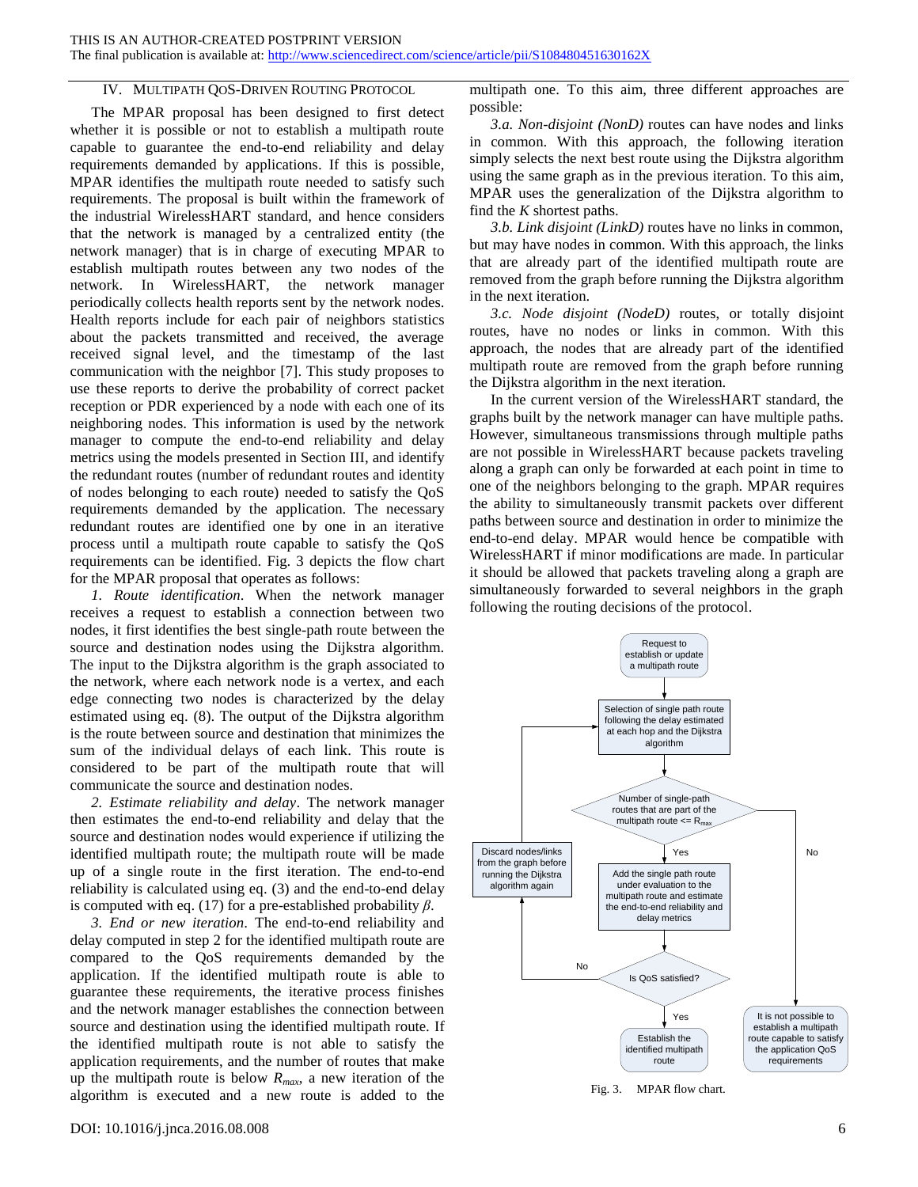## IV. MULTIPATH QOS-DRIVEN ROUTING PROTOCOL

The MPAR proposal has been designed to first detect whether it is possible or not to establish a multipath route capable to guarantee the end-to-end reliability and delay requirements demanded by applications. If this is possible, MPAR identifies the multipath route needed to satisfy such requirements. The proposal is built within the framework of the industrial WirelessHART standard, and hence considers that the network is managed by a centralized entity (the network manager) that is in charge of executing MPAR to establish multipath routes between any two nodes of the network. In WirelessHART, the network manager periodically collects health reports sent by the network nodes. Health reports include for each pair of neighbors statistics about the packets transmitted and received, the average received signal level, and the timestamp of the last communication with the neighbor [7]. This study proposes to use these reports to derive the probability of correct packet reception or PDR experienced by a node with each one of its neighboring nodes. This information is used by the network manager to compute the end-to-end reliability and delay metrics using the models presented in Section III, and identify the redundant routes (number of redundant routes and identity of nodes belonging to each route) needed to satisfy the QoS requirements demanded by the application. The necessary redundant routes are identified one by one in an iterative process until a multipath route capable to satisfy the QoS requirements can be identified. Fig. 3 depicts the flow chart for the MPAR proposal that operates as follows:

*1. Route identification*. When the network manager receives a request to establish a connection between two nodes, it first identifies the best single-path route between the source and destination nodes using the Dijkstra algorithm. The input to the Dijkstra algorithm is the graph associated to the network, where each network node is a vertex, and each edge connecting two nodes is characterized by the delay estimated using eq. (8). The output of the Dijkstra algorithm is the route between source and destination that minimizes the sum of the individual delays of each link. This route is considered to be part of the multipath route that will communicate the source and destination nodes.

*2. Estimate reliability and delay*. The network manager then estimates the end-to-end reliability and delay that the source and destination nodes would experience if utilizing the identified multipath route; the multipath route will be made up of a single route in the first iteration. The end-to-end reliability is calculated using eq. (3) and the end-to-end delay is computed with eq. (17) for a pre-established probability $\beta$.

*3. End or new iteration*. The end-to-end reliability and delay computed in step 2 for the identified multipath route are compared to the QoS requirements demanded by the application. If the identified multipath route is able to guarantee these requirements, the iterative process finishes and the network manager establishes the connection between source and destination using the identified multipath route. If the identified multipath route is not able to satisfy the application requirements, and the number of routes that make up the multipath route is below $R_{max}$, a new iteration of the algorithm is executed and a new route is added to the multipath one. To this aim, three different approaches are possible:

*3.a. Non-disjoint (NonD)* routes can have nodes and links in common. With this approach, the following iteration simply selects the next best route using the Dijkstra algorithm using the same graph as in the previous iteration. To this aim, MPAR uses the generalization of the Dijkstra algorithm to find the *K* shortest paths.

*3.b. Link disjoint (LinkD)* routes have no links in common, but may have nodes in common. With this approach, the links that are already part of the identified multipath route are removed from the graph before running the Dijkstra algorithm in the next iteration.

*3.c. Node disjoint (NodeD)* routes, or totally disjoint routes, have no nodes or links in common. With this approach, the nodes that are already part of the identified multipath route are removed from the graph before running the Dijkstra algorithm in the next iteration.

In the current version of the WirelessHART standard, the graphs built by the network manager can have multiple paths. However, simultaneous transmissions through multiple paths are not possible in WirelessHART because packets traveling along a graph can only be forwarded at each point in time to one of the neighbors belonging to the graph. MPAR requires the ability to simultaneously transmit packets over different paths between source and destination in order to minimize the end-to-end delay. MPAR would hence be compatible with WirelessHART if minor modifications are made. In particular it should be allowed that packets traveling along a graph are simultaneously forwarded to several neighbors in the graph following the routing decisions of the protocol.

Fig. 3. MPAR flow chart.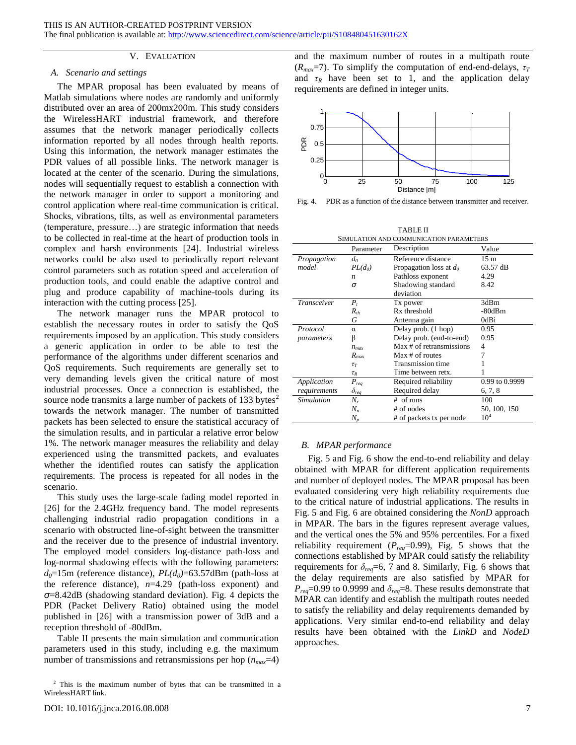THIS IS AN AUTHOR-CREATED POSTPRINT VERSION
The final publication is available at: http://www.sciencedirect.com/science/article/pii/S108480451630162X

## V. EVALUATION

### A. Scenario and settings

The MPAR proposal has been evaluated by means of Matlab simulations where nodes are randomly and uniformly distributed over an area of 200mx200m. This study considers the WirelessHART industrial framework, and therefore assumes that the network manager periodically collects information reported by all nodes through health reports. Using this information, the network manager estimates the PDR values of all possible links. The network manager is located at the center of the scenario. During the simulations, nodes will sequentially request to establish a connection with the network manager in order to support a monitoring and control application where real-time communication is critical. Shocks, vibrations, tilts, as well as environmental parameters (temperature, pressure…) are strategic information that needs to be collected in real-time at the heart of production tools in complex and harsh environments [24]. Industrial wireless networks could be also used to periodically report relevant control parameters such as rotation speed and acceleration of production tools, and could enable the adaptive control and plug and produce capability of machine-tools during its interaction with the cutting process [25].

The network manager runs the MPAR protocol to establish the necessary routes in order to satisfy the QoS requirements imposed by an application. This study considers a generic application in order to be able to test the performance of the algorithms under different scenarios and QoS requirements. Such requirements are generally set to very demanding levels given the critical nature of most industrial processes. Once a connection is established, the source node transmits a large number of packets of 133 bytes[2] towards the network manager. The number of transmitted packets has been selected to ensure the statistical accuracy of the simulation results, and in particular a relative error below 1%. The network manager measures the reliability and delay experienced using the transmitted packets, and evaluates whether the identified routes can satisfy the application requirements. The process is repeated for all nodes in the scenario.

This study uses the large-scale fading model reported in [26] for the 2.4GHz frequency band. The model represents challenging industrial radio propagation conditions in a scenario with obstructed line-of-sight between the transmitter and the receiver due to the presence of industrial inventory. The employed model considers log-distance path-loss and log-normal shadowing effects with the following parameters: $d_0$=15m (reference distance), $PL(d_0)$=63.57dBm (path-loss at the reference distance), $n$=4.29 (path-loss exponent) and $\sigma$=8.42dB (shadowing standard deviation). Fig. 4 depicts the PDR (Packet Delivery Ratio) obtained using the model published in [26] with a transmission power of 3dB and a reception threshold of -80dBm.

Table II presents the main simulation and communication parameters used in this study, including e.g. the maximum number of transmissions and retransmissions per hop ($n_{max}$=4) and the maximum number of routes in a multipath route ($R_{max}$=7). To simplify the computation of end-end-delays, $\tau_T$ and $\tau_R$ have been set to 1, and the application delay requirements are defined in integer units.

Fig. 4. PDR as a function of the distance between transmitter and receiver.

TABLE II
SIMULATION AND COMMUNICATION PARAMETERS

| | Parameter | Description | Value |
|---|---|---|---|
| *Propagation model* | $d_0$ | Reference distance | 15 m |
| | $PL(d_0)$ | Propagation loss at $d_0$ | 63.57 dB |
| | $n$ | Pathloss exponent | 4.29 |
| | $\sigma$ | Shadowing standard deviation | 8.42 |
| *Transceiver* | $P_t$ | Tx power | 3dBm |
| | $R_{th}$ | Rx threshold | -80dBm |
| | $G$ | Antenna gain | 0dBi |
| *Protocol parameters* | $\alpha$ | Delay prob. (1 hop) | 0.95 |
| | $\beta$ | Delay prob. (end-to-end) | 0.95 |
| | $n_{max}$ | Max # of retransmissions | 4 |
| | $R_{max}$ | Max # of routes | 7 |
| | $\tau_T$ | Transmission time | 1 |
| | $\tau_R$ | Time between retx. | 1 |
| *Application requirements* | $P_{req}$ | Required reliability | 0.99 to 0.9999 |
| | $\delta_{req}$ | Required delay | 6, 7, 8 |
| *Simulation* | $N_r$ | # of runs | 100 |
| | $N_n$ | # of nodes | 50, 100, 150 |
| | $N_p$ | # of packets tx per node | $10^4$ |

### B. MPAR performance

Fig. 5 and Fig. 6 show the end-to-end reliability and delay obtained with MPAR for different application requirements and number of deployed nodes. The MPAR proposal has been evaluated considering very high reliability requirements due to the critical nature of industrial applications. The results in Fig. 5 and Fig. 6 are obtained considering the *NonD* approach in MPAR. The bars in the figures represent average values, and the vertical ones the 5% and 95% percentiles. For a fixed reliability requirement ($P_{req}$=0.99), Fig. 5 shows that the connections established by MPAR could satisfy the reliability requirements for $\delta_{req}$=6, 7 and 8. Similarly, Fig. 6 shows that the delay requirements are also satisfied by MPAR for $P_{req}$=0.99 to 0.9999 and $\delta_{req}$=8. These results demonstrate that MPAR can identify and establish the multipath routes needed to satisfy the reliability and delay requirements demanded by applications. Very similar end-to-end reliability and delay results have been obtained with the *LinkD* and *NodeD* approaches.

[2] This is the maximum number of bytes that can be transmitted in a WirelessHART link.

DOI: 10.1016/j.jnca.2016.08.008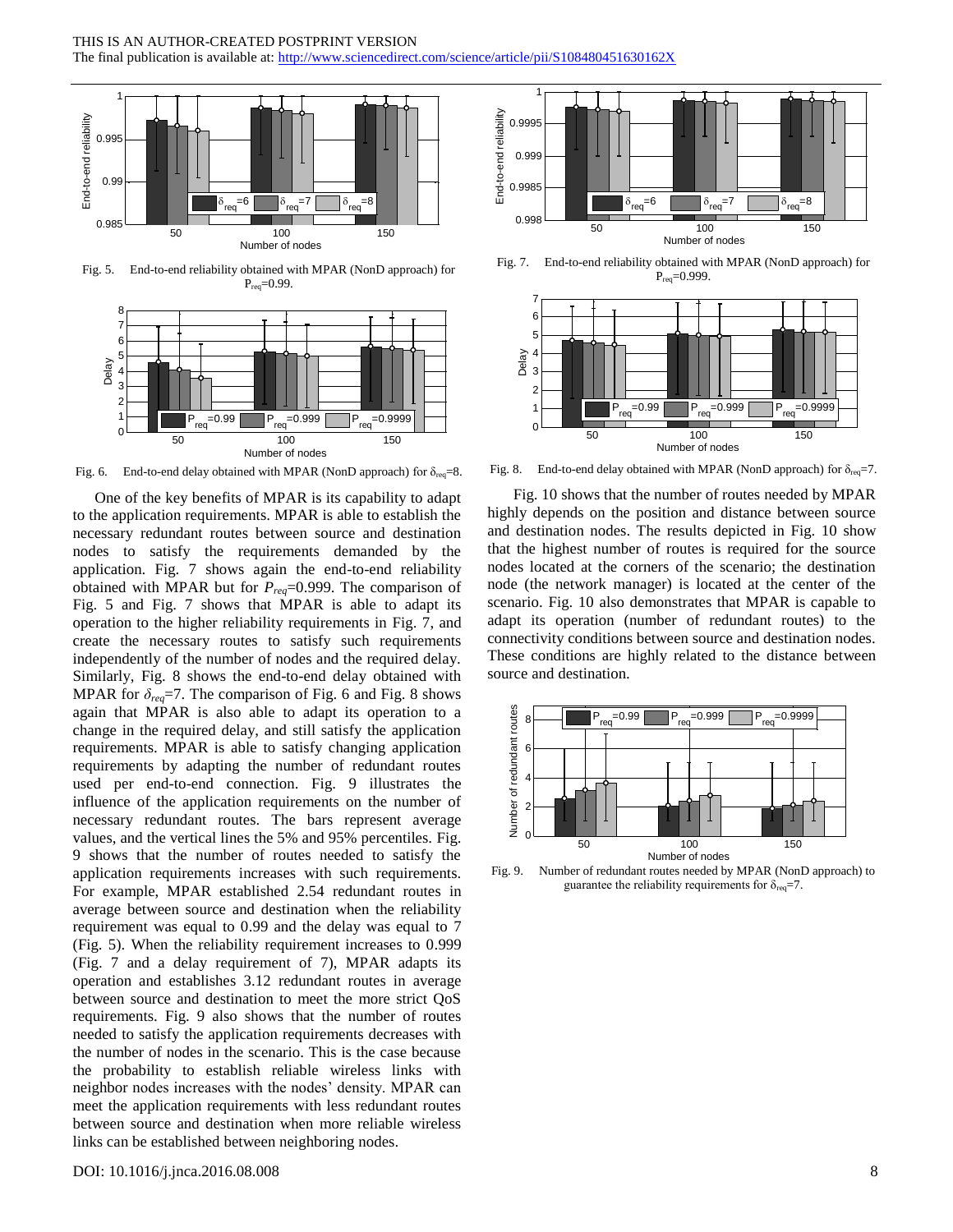THIS IS AN AUTHOR-CREATED POSTPRINT VERSION
The final publication is available at: http://www.sciencedirect.com/science/article/pii/S108480451630162X

Fig. 5. End-to-end reliability obtained with MPAR (NonD approach) for $P_{req}$=0.99.

Fig. 6. End-to-end delay obtained with MPAR (NonD approach) for $\delta_{req}$=8.

One of the key benefits of MPAR is its capability to adapt to the application requirements. MPAR is able to establish the necessary redundant routes between source and destination nodes to satisfy the requirements demanded by the application. Fig. 7 shows again the end-to-end reliability obtained with MPAR but for $P_{req}$=0.999. The comparison of Fig. 5 and Fig. 7 shows that MPAR is able to adapt its operation to the higher reliability requirements in Fig. 7, and create the necessary routes to satisfy such requirements independently of the number of nodes and the required delay. Similarly, Fig. 8 shows the end-to-end delay obtained with MPAR for $\delta_{req}$=7. The comparison of Fig. 6 and Fig. 8 shows again that MPAR is also able to adapt its operation to a change in the required delay, and still satisfy the application requirements. MPAR is able to satisfy changing application requirements by adapting the number of redundant routes used per end-to-end connection. Fig. 9 illustrates the influence of the application requirements on the number of necessary redundant routes. The bars represent average values, and the vertical lines the 5% and 95% percentiles. Fig. 9 shows that the number of routes needed to satisfy the application requirements increases with such requirements. For example, MPAR established 2.54 redundant routes in average between source and destination when the reliability requirement was equal to 0.99 and the delay was equal to 7 (Fig. 5). When the reliability requirement increases to 0.999 (Fig. 7 and a delay requirement of 7), MPAR adapts its operation and establishes 3.12 redundant routes in average between source and destination to meet the more strict QoS requirements. Fig. 9 also shows that the number of routes needed to satisfy the application requirements decreases with the number of nodes in the scenario. This is the case because the probability to establish reliable wireless links with neighbor nodes increases with the nodes' density. MPAR can meet the application requirements with less redundant routes between source and destination when more reliable wireless links can be established between neighboring nodes.

Fig. 7. End-to-end reliability obtained with MPAR (NonD approach) for $P_{req}$=0.999.

Fig. 8. End-to-end delay obtained with MPAR (NonD approach) for $\delta_{req}$=7.

Fig. 10 shows that the number of routes needed by MPAR highly depends on the position and distance between source and destination nodes. The results depicted in Fig. 10 show that the highest number of routes is required for the source nodes located at the corners of the scenario; the destination node (the network manager) is located at the center of the scenario. Fig. 10 also demonstrates that MPAR is capable to adapt its operation (number of redundant routes) to the connectivity conditions between source and destination nodes. These conditions are highly related to the distance between source and destination.

Fig. 9. Number of redundant routes needed by MPAR (NonD approach) to guarantee the reliability requirements for $\delta_{req}$=7.

DOI: 10.1016/j.jnca.2016.08.008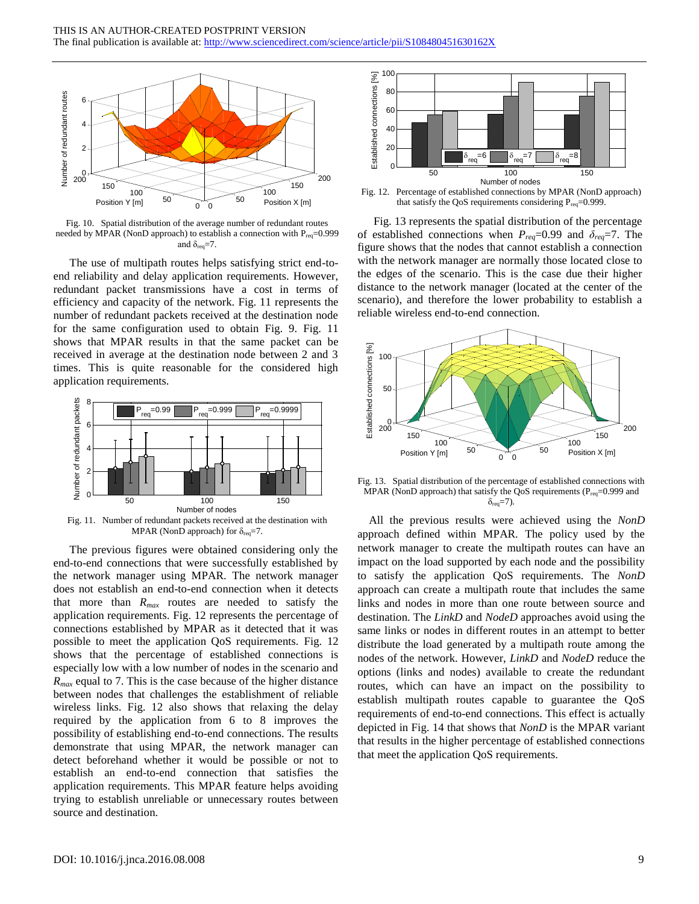Fig. 10. Spatial distribution of the average number of redundant routes needed by MPAR (NonD approach) to establish a connection with $P_{req}$=0.999 and $\delta_{req}$=7.

The use of multipath routes helps satisfying strict end-to-end reliability and delay application requirements. However, redundant packet transmissions have a cost in terms of efficiency and capacity of the network. Fig. 11 represents the number of redundant packets received at the destination node for the same configuration used to obtain Fig. 9. Fig. 11 shows that MPAR results in that the same packet can be received in average at the destination node between 2 and 3 times. This is quite reasonable for the considered high application requirements.

Fig. 11. Number of redundant packets received at the destination with MPAR (NonD approach) for $\delta_{req}$=7.

The previous figures were obtained considering only the end-to-end connections that were successfully established by the network manager using MPAR. The network manager does not establish an end-to-end connection when it detects that more than $R_{max}$ routes are needed to satisfy the application requirements. Fig. 12 represents the percentage of connections established by MPAR as it detected that it was possible to meet the application QoS requirements. Fig. 12 shows that the percentage of established connections is especially low with a low number of nodes in the scenario and $R_{max}$ equal to 7. This is the case because of the higher distance between nodes that challenges the establishment of reliable wireless links. Fig. 12 also shows that relaxing the delay required by the application from 6 to 8 improves the possibility of establishing end-to-end connections. The results demonstrate that using MPAR, the network manager can detect beforehand whether it would be possible or not to establish an end-to-end connection that satisfies the application requirements. This MPAR feature helps avoiding trying to establish unreliable or unnecessary routes between source and destination.

Fig. 12. Percentage of established connections by MPAR (NonD approach) that satisfy the QoS requirements considering $P_{req}$=0.999.

Fig. 13 represents the spatial distribution of the percentage of established connections when $P_{req}$=0.99 and $\delta_{req}$=7. The figure shows that the nodes that cannot establish a connection with the network manager are normally those located close to the edges of the scenario. This is the case due their higher distance to the network manager (located at the center of the scenario), and therefore the lower probability to establish a reliable wireless end-to-end connection.

Fig. 13. Spatial distribution of the percentage of established connections with MPAR (NonD approach) that satisfy the QoS requirements ($P_{req}$=0.999 and $\delta_{req}$=7).

All the previous results were achieved using the *NonD* approach defined within MPAR. The policy used by the network manager to create the multipath routes can have an impact on the load supported by each node and the possibility to satisfy the application QoS requirements. The *NonD* approach can create a multipath route that includes the same links and nodes in more than one route between source and destination. The *LinkD* and *NodeD* approaches avoid using the same links or nodes in different routes in an attempt to better distribute the load generated by a multipath route among the nodes of the network. However, *LinkD* and *NodeD* reduce the options (links and nodes) available to create the redundant routes, which can have an impact on the possibility to establish multipath routes capable to guarantee the QoS requirements of end-to-end connections. This effect is actually depicted in Fig. 14 that shows that *NonD* is the MPAR variant that results in the higher percentage of established connections that meet the application QoS requirements.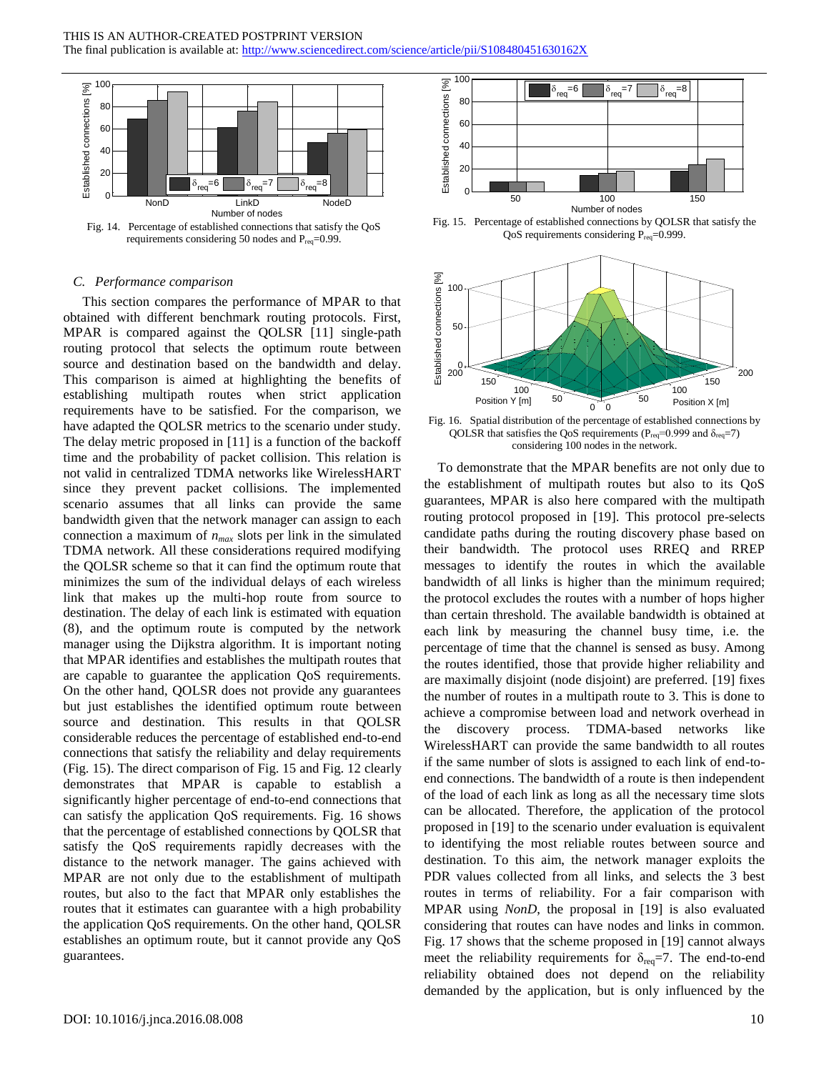Fig. 14. Percentage of established connections that satisfy the QoS requirements considering 50 nodes and $P_{req}$=0.99.

Fig. 15. Percentage of established connections by QOLSR that satisfy the QoS requirements considering $P_{req}$=0.999.

Fig. 16. Spatial distribution of the percentage of established connections by QOLSR that satisfies the QoS requirements ($P_{req}$=0.999 and $\delta_{req}$=7) considering 100 nodes in the network.

### *C. Performance comparison*

This section compares the performance of MPAR to that obtained with different benchmark routing protocols. First, MPAR is compared against the QOLSR [11] single-path routing protocol that selects the optimum route between source and destination based on the bandwidth and delay. This comparison is aimed at highlighting the benefits of establishing multipath routes when strict application requirements have to be satisfied. For the comparison, we have adapted the QOLSR metrics to the scenario under study. The delay metric proposed in [11] is a function of the backoff time and the probability of packet collision. This relation is not valid in centralized TDMA networks like WirelessHART since they prevent packet collisions. The implemented scenario assumes that all links can provide the same bandwidth given that the network manager can assign to each connection a maximum of $n_{max}$ slots per link in the simulated TDMA network. All these considerations required modifying the QOLSR scheme so that it can find the optimum route that minimizes the sum of the individual delays of each wireless link that makes up the multi-hop route from source to destination. The delay of each link is estimated with equation (8), and the optimum route is computed by the network manager using the Dijkstra algorithm. It is important noting that MPAR identifies and establishes the multipath routes that are capable to guarantee the application QoS requirements. On the other hand, QOLSR does not provide any guarantees but just establishes the identified optimum route between source and destination. This results in that QOLSR considerable reduces the percentage of established end-to-end connections that satisfy the reliability and delay requirements (Fig. 15). The direct comparison of Fig. 15 and Fig. 12 clearly demonstrates that MPAR is capable to establish a significantly higher percentage of end-to-end connections that can satisfy the application QoS requirements. Fig. 16 shows that the percentage of established connections by QOLSR that satisfy the QoS requirements rapidly decreases with the distance to the network manager. The gains achieved with MPAR are not only due to the establishment of multipath routes, but also to the fact that MPAR only establishes the routes that it estimates can guarantee with a high probability the application QoS requirements. On the other hand, QOLSR establishes an optimum route, but it cannot provide any QoS guarantees.

To demonstrate that the MPAR benefits are not only due to the establishment of multipath routes but also to its QoS guarantees, MPAR is also here compared with the multipath routing protocol proposed in [19]. This protocol pre-selects candidate paths during the routing discovery phase based on their bandwidth. The protocol uses RREQ and RREP messages to identify the routes in which the available bandwidth of all links is higher than the minimum required; the protocol excludes the routes with a number of hops higher than certain threshold. The available bandwidth is obtained at each link by measuring the channel busy time, i.e. the percentage of time that the channel is sensed as busy. Among the routes identified, those that provide higher reliability and are maximally disjoint (node disjoint) are preferred. [19] fixes the number of routes in a multipath route to 3. This is done to achieve a compromise between load and network overhead in the discovery process. TDMA-based networks like WirelessHART can provide the same bandwidth to all routes if the same number of slots is assigned to each link of end-to-end connections. The bandwidth of a route is then independent of the load of each link as long as all the necessary time slots can be allocated. Therefore, the application of the protocol proposed in [19] to the scenario under evaluation is equivalent to identifying the most reliable routes between source and destination. To this aim, the network manager exploits the PDR values collected from all links, and selects the 3 best routes in terms of reliability. For a fair comparison with MPAR using *NonD*, the proposal in [19] is also evaluated considering that routes can have nodes and links in common. Fig. 17 shows that the scheme proposed in [19] cannot always meet the reliability requirements for $\delta_{req}$=7. The end-to-end reliability obtained does not depend on the reliability demanded by the application, but is only influenced by the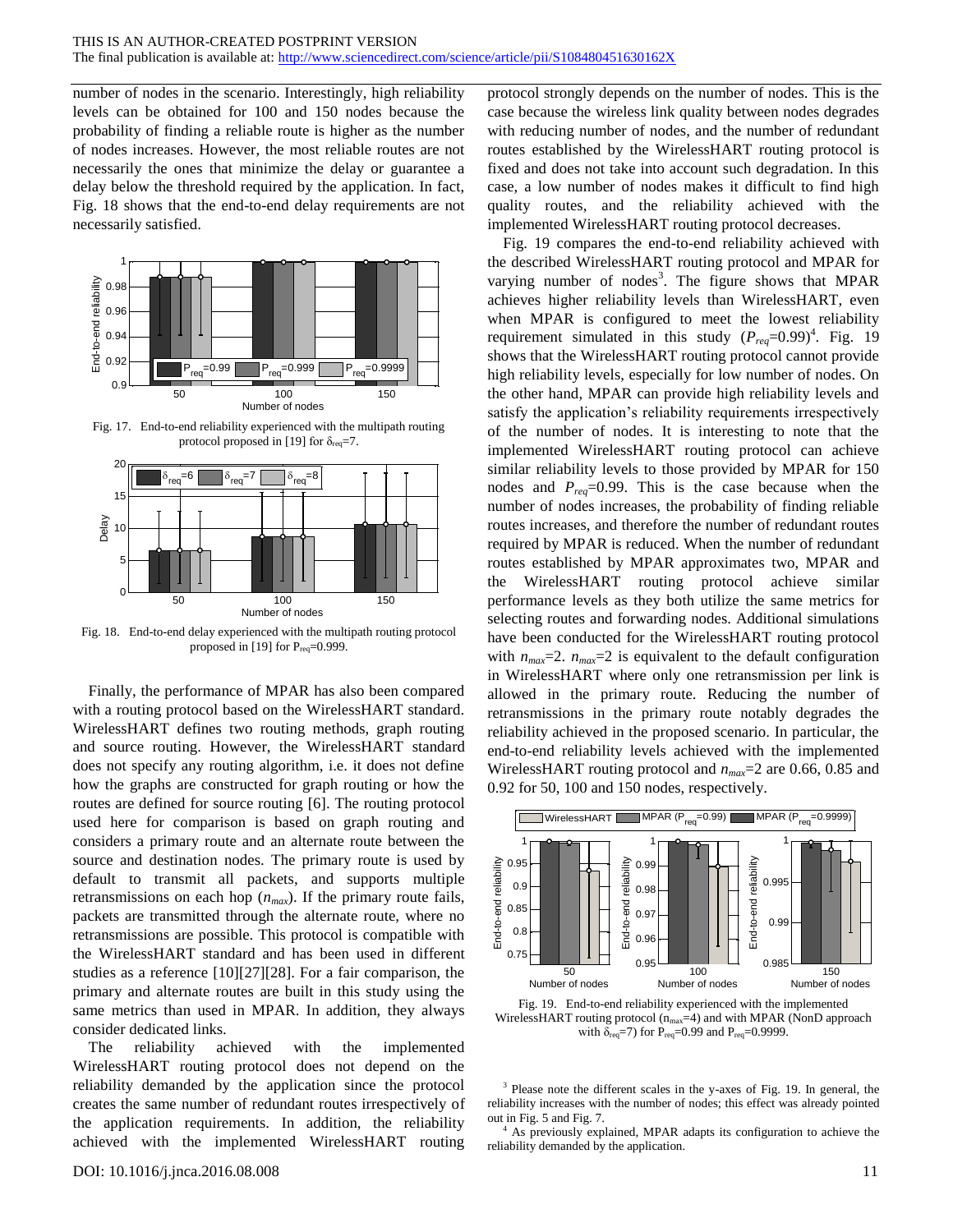number of nodes in the scenario. Interestingly, high reliability levels can be obtained for 100 and 150 nodes because the probability of finding a reliable route is higher as the number of nodes increases. However, the most reliable routes are not necessarily the ones that minimize the delay or guarantee a delay below the threshold required by the application. In fact, Fig. 18 shows that the end-to-end delay requirements are not necessarily satisfied.

Fig. 17. End-to-end reliability experienced with the multipath routing protocol proposed in [19] for $\delta_{req}$=7.

Fig. 18. End-to-end delay experienced with the multipath routing protocol proposed in [19] for $P_{req}$=0.999.

Finally, the performance of MPAR has also been compared with a routing protocol based on the WirelessHART standard. WirelessHART defines two routing methods, graph routing and source routing. However, the WirelessHART standard does not specify any routing algorithm, i.e. it does not define how the graphs are constructed for graph routing or how the routes are defined for source routing [6]. The routing protocol used here for comparison is based on graph routing and considers a primary route and an alternate route between the source and destination nodes. The primary route is used by default to transmit all packets, and supports multiple retransmissions on each hop ($n_{max}$). If the primary route fails, packets are transmitted through the alternate route, where no retransmissions are possible. This protocol is compatible with the WirelessHART standard and has been used in different studies as a reference [10][27][28]. For a fair comparison, the primary and alternate routes are built in this study using the same metrics than used in MPAR. In addition, they always consider dedicated links.

The reliability achieved with the implemented WirelessHART routing protocol does not depend on the reliability demanded by the application since the protocol creates the same number of redundant routes irrespectively of the application requirements. In addition, the reliability achieved with the implemented WirelessHART routing protocol strongly depends on the number of nodes. This is the case because the wireless link quality between nodes degrades with reducing number of nodes, and the number of redundant routes established by the WirelessHART routing protocol is fixed and does not take into account such degradation. In this case, a low number of nodes makes it difficult to find high quality routes, and the reliability achieved with the implemented WirelessHART routing protocol decreases.

Fig. 19 compares the end-to-end reliability achieved with the described WirelessHART routing protocol and MPAR for varying number of nodes[3]. The figure shows that MPAR achieves higher reliability levels than WirelessHART, even when MPAR is configured to meet the lowest reliability requirement simulated in this study ($P_{req}$=0.99)[4]. Fig. 19 shows that the WirelessHART routing protocol cannot provide high reliability levels, especially for low number of nodes. On the other hand, MPAR can provide high reliability levels and satisfy the application's reliability requirements irrespectively of the number of nodes. It is interesting to note that the implemented WirelessHART routing protocol can achieve similar reliability levels to those provided by MPAR for 150 nodes and $P_{req}$=0.99. This is the case because when the number of nodes increases, the probability of finding reliable routes increases, and therefore the number of redundant routes required by MPAR is reduced. When the number of redundant routes established by MPAR approximates two, MPAR and the WirelessHART routing protocol achieve similar performance levels as they both utilize the same metrics for selecting routes and forwarding nodes. Additional simulations have been conducted for the WirelessHART routing protocol with $n_{max}$=2. $n_{max}$=2 is equivalent to the default configuration in WirelessHART where only one retransmission per link is allowed in the primary route. Reducing the number of retransmissions in the primary route notably degrades the reliability achieved in the proposed scenario. In particular, the end-to-end reliability levels achieved with the implemented WirelessHART routing protocol and $n_{max}$=2 are 0.66, 0.85 and 0.92 for 50, 100 and 150 nodes, respectively.

Fig. 19. End-to-end reliability experienced with the implemented WirelessHART routing protocol ($n_{max}$=4) and with MPAR (NonD approach with $\delta_{req}$=7) for $P_{req}$=0.99 and $P_{req}$=0.9999.

[3] Please note the different scales in the y-axes of Fig. 19. In general, the reliability increases with the number of nodes; this effect was already pointed out in Fig. 5 and Fig. 7.

[4] As previously explained, MPAR adapts its configuration to achieve the reliability demanded by the application.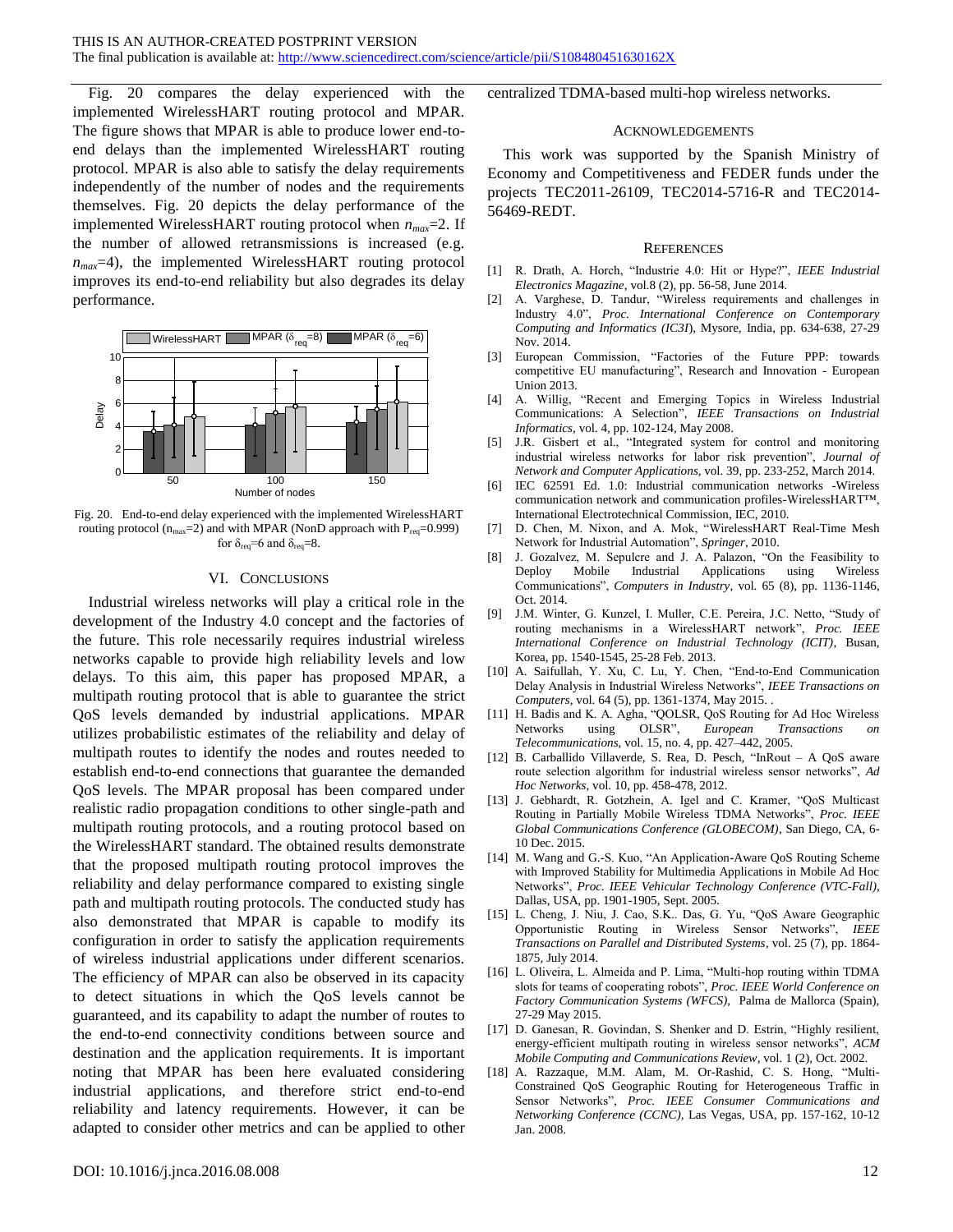Fig. 20 compares the delay experienced with the implemented WirelessHART routing protocol and MPAR. The figure shows that MPAR is able to produce lower end-to-end delays than the implemented WirelessHART routing protocol. MPAR is also able to satisfy the delay requirements independently of the number of nodes and the requirements themselves. Fig. 20 depicts the delay performance of the implemented WirelessHART routing protocol when $n_{max}$=2. If the number of allowed retransmissions is increased (e.g. $n_{max}$=4), the implemented WirelessHART routing protocol improves its end-to-end reliability but also degrades its delay performance.

Fig. 20. End-to-end delay experienced with the implemented WirelessHART routing protocol ($n_{max}$=2) and with MPAR (NonD approach with $P_{req}$=0.999) for $\delta_{req}$=6 and $\delta_{req}$=8.

## VI. Conclusions

Industrial wireless networks will play a critical role in the development of the Industry 4.0 concept and the factories of the future. This role necessarily requires industrial wireless networks capable to provide high reliability levels and low delays. To this aim, this paper has proposed MPAR, a multipath routing protocol that is able to guarantee the strict QoS levels demanded by industrial applications. MPAR utilizes probabilistic estimates of the reliability and delay of multipath routes to identify the nodes and routes needed to establish end-to-end connections that guarantee the demanded QoS levels. The MPAR proposal has been compared under realistic radio propagation conditions to other single-path and multipath routing protocols, and a routing protocol based on the WirelessHART standard. The obtained results demonstrate that the proposed multipath routing protocol improves the reliability and delay performance compared to existing single path and multipath routing protocols. The conducted study has also demonstrated that MPAR is capable to modify its configuration in order to satisfy the application requirements of wireless industrial applications under different scenarios. The efficiency of MPAR can also be observed in its capacity to detect situations in which the QoS levels cannot be guaranteed, and its capability to adapt the number of routes to the end-to-end connectivity conditions between source and destination and the application requirements. It is important noting that MPAR has been here evaluated considering industrial applications, and therefore strict end-to-end reliability and latency requirements. However, it can be adapted to consider other metrics and can be applied to other centralized TDMA-based multi-hop wireless networks.

## Acknowledgements

This work was supported by the Spanish Ministry of Economy and Competitiveness and FEDER funds under the projects TEC2011-26109, TEC2014-5716-R and TEC2014-56469-REDT.

## References

[1] R. Drath, A. Horch, "Industrie 4.0: Hit or Hype?", *IEEE Industrial Electronics Magazine*, vol.8 (2), pp. 56-58, June 2014.

[2] A. Varghese, D. Tandur, "Wireless requirements and challenges in Industry 4.0", *Proc. International Conference on Contemporary Computing and Informatics (IC3I)*, Mysore, India, pp. 634-638, 27-29 Nov. 2014.

[3] European Commission, "Factories of the Future PPP: towards competitive EU manufacturing", Research and Innovation - European Union 2013.

[4] A. Willig, "Recent and Emerging Topics in Wireless Industrial Communications: A Selection", *IEEE Transactions on Industrial Informatics*, vol. 4, pp. 102-124, May 2008.

[5] J.R. Gisbert et al., "Integrated system for control and monitoring industrial wireless networks for labor risk prevention", *Journal of Network and Computer Applications*, vol. 39, pp. 233-252, March 2014.

[6] IEC 62591 Ed. 1.0: Industrial communication networks -Wireless communication network and communication profiles-WirelessHART™, International Electrotechnical Commission, IEC, 2010.

[7] D. Chen, M. Nixon, and A. Mok, "WirelessHART Real-Time Mesh Network for Industrial Automation", *Springer*, 2010.

[8] J. Gozalvez, M. Sepulcre and J. A. Palazon, "On the Feasibility to Deploy Mobile Industrial Applications using Wireless Communications", *Computers in Industry*, vol. 65 (8), pp. 1136-1146, Oct. 2014.

[9] J.M. Winter, G. Kunzel, I. Muller, C.E. Pereira, J.C. Netto, "Study of routing mechanisms in a WirelessHART network", *Proc. IEEE International Conference on Industrial Technology (ICIT)*, Busan, Korea, pp. 1540-1545, 25-28 Feb. 2013.

[10] A. Saifullah, Y. Xu, C. Lu, Y. Chen, "End-to-End Communication Delay Analysis in Industrial Wireless Networks", *IEEE Transactions on Computers*, vol. 64 (5), pp. 1361-1374, May 2015. .

[11] H. Badis and K. A. Agha, "QOLSR, QoS Routing for Ad Hoc Wireless Networks using OLSR", *European Transactions on Telecommunications*, vol. 15, no. 4, pp. 427–442, 2005.

[12] B. Carballido Villaverde, S. Rea, D. Pesch, "InRout – A QoS aware route selection algorithm for industrial wireless sensor networks", *Ad Hoc Networks*, vol. 10, pp. 458-478, 2012.

[13] J. Gebhardt, R. Gotzhein, A. Igel and C. Kramer, "QoS Multicast Routing in Partially Mobile Wireless TDMA Networks", *Proc. IEEE Global Communications Conference (GLOBECOM)*, San Diego, CA, 6-10 Dec. 2015.

[14] M. Wang and G.-S. Kuo, "An Application-Aware QoS Routing Scheme with Improved Stability for Multimedia Applications in Mobile Ad Hoc Networks", *Proc. IEEE Vehicular Technology Conference (VTC-Fall)*, Dallas, USA, pp. 1901-1905, Sept. 2005.

[15] L. Cheng, J. Niu, J. Cao, S.K.. Das, G. Yu, "QoS Aware Geographic Opportunistic Routing in Wireless Sensor Networks", *IEEE Transactions on Parallel and Distributed Systems*, vol. 25 (7), pp. 1864-1875, July 2014.

[16] L. Oliveira, L. Almeida and P. Lima, "Multi-hop routing within TDMA slots for teams of cooperating robots", *Proc. IEEE World Conference on Factory Communication Systems (WFCS)*, Palma de Mallorca (Spain), 27-29 May 2015.

[17] D. Ganesan, R. Govindan, S. Shenker and D. Estrin, "Highly resilient, energy-efficient multipath routing in wireless sensor networks", *ACM Mobile Computing and Communications Review*, vol. 1 (2), Oct. 2002.

[18] A. Razzaque, M.M. Alam, M. Or-Rashid, C. S. Hong, "Multi-Constrained QoS Geographic Routing for Heterogeneous Traffic in Sensor Networks", *Proc. IEEE Consumer Communications and Networking Conference (CCNC)*, Las Vegas, USA, pp. 157-162, 10-12 Jan. 2008.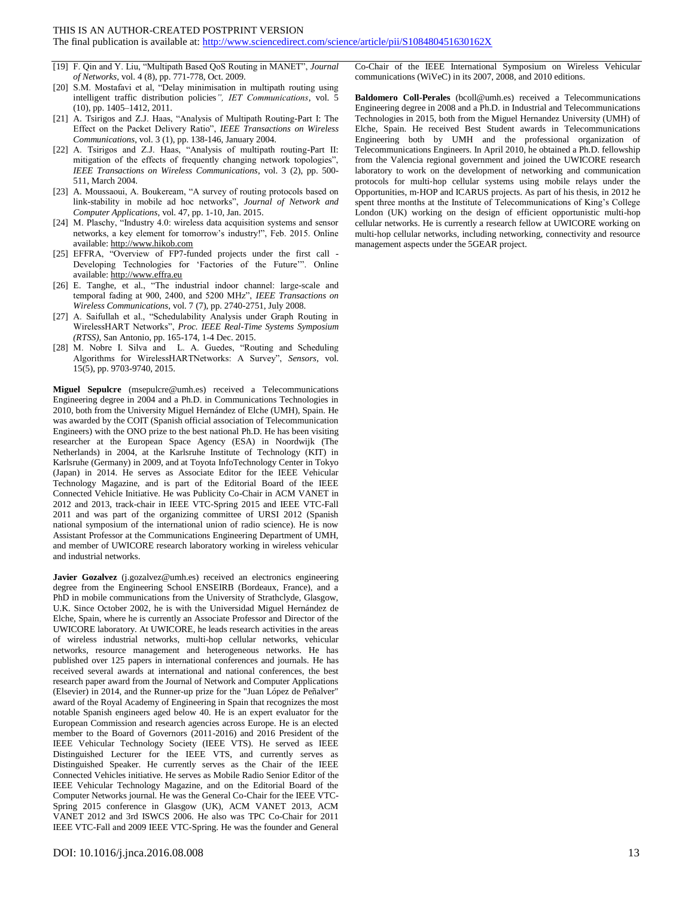[19] F. Qin and Y. Liu, "Multipath Based QoS Routing in MANET", *Journal of Networks*, vol. 4 (8), pp. 771-778, Oct. 2009.

[20] S.M. Mostafavi et al, "Delay minimisation in multipath routing using intelligent traffic distribution policies*", IET Communications*, vol. 5 (10), pp. 1405–1412, 2011.

[21] A. Tsirigos and Z.J. Haas, "Analysis of Multipath Routing-Part I: The Effect on the Packet Delivery Ratio", *IEEE Transactions on Wireless Communications*, vol. 3 (1), pp. 138-146, January 2004.

[22] A. Tsirigos and Z.J. Haas, "Analysis of multipath routing-Part II: mitigation of the effects of frequently changing network topologies", *IEEE Transactions on Wireless Communications*, vol. 3 (2), pp. 500-511, March 2004.

[23] A. Moussaoui, A. Boukeream, "A survey of routing protocols based on link-stability in mobile ad hoc networks", *Journal of Network and Computer Applications*, vol. 47, pp. 1-10, Jan. 2015.

[24] M. Plaschy, "Industry 4.0: wireless data acquisition systems and sensor networks, a key element for tomorrow's industry!", Feb. 2015. Online available: http://www.hikob.com

[25] EFFRA, "Overview of FP7-funded projects under the first call - Developing Technologies for 'Factories of the Future'". Online available: http://www.effra.eu

[26] E. Tanghe, et al., "The industrial indoor channel: large-scale and temporal fading at 900, 2400, and 5200 MHz", *IEEE Transactions on Wireless Communications*, vol. 7 (7), pp. 2740-2751, July 2008.

[27] A. Saifullah et al., "Schedulability Analysis under Graph Routing in WirelessHART Networks", *Proc. IEEE Real-Time Systems Symposium (RTSS)*, San Antonio, pp. 165-174, 1-4 Dec. 2015.

[28] M. Nobre I. Silva and L. A. Guedes, "Routing and Scheduling Algorithms for WirelessHARTNetworks: A Survey", *Sensors*, vol. 15(5), pp. 9703-9740, 2015.

**Miguel Sepulcre** (msepulcre@umh.es) received a Telecommunications Engineering degree in 2004 and a Ph.D. in Communications Technologies in 2010, both from the University Miguel Hernández of Elche (UMH), Spain. He was awarded by the COIT (Spanish official association of Telecommunication Engineers) with the ONO prize to the best national Ph.D. He has been visiting researcher at the European Space Agency (ESA) in Noordwijk (The Netherlands) in 2004, at the Karlsruhe Institute of Technology (KIT) in Karlsruhe (Germany) in 2009, and at Toyota InfoTechnology Center in Tokyo (Japan) in 2014. He serves as Associate Editor for the IEEE Vehicular Technology Magazine, and is part of the Editorial Board of the IEEE Connected Vehicle Initiative. He was Publicity Co-Chair in ACM VANET in 2012 and 2013, track-chair in IEEE VTC-Spring 2015 and IEEE VTC-Fall 2011 and was part of the organizing committee of URSI 2012 (Spanish national symposium of the international union of radio science). He is now Assistant Professor at the Communications Engineering Department of UMH, and member of UWICORE research laboratory working in wireless vehicular and industrial networks.

**Javier Gozalvez** (j.gozalvez@umh.es) received an electronics engineering degree from the Engineering School ENSEIRB (Bordeaux, France), and a PhD in mobile communications from the University of Strathclyde, Glasgow, U.K. Since October 2002, he is with the Universidad Miguel Hernández de Elche, Spain, where he is currently an Associate Professor and Director of the UWICORE laboratory. At UWICORE, he leads research activities in the areas of wireless industrial networks, multi-hop cellular networks, vehicular networks, resource management and heterogeneous networks. He has published over 125 papers in international conferences and journals. He has received several awards at international and national conferences, the best research paper award from the Journal of Network and Computer Applications (Elsevier) in 2014, and the Runner-up prize for the "Juan López de Peñalver" award of the Royal Academy of Engineering in Spain that recognizes the most notable Spanish engineers aged below 40. He is an expert evaluator for the European Commission and research agencies across Europe. He is an elected member to the Board of Governors (2011-2016) and 2016 President of the IEEE Vehicular Technology Society (IEEE VTS). He served as IEEE Distinguished Lecturer for the IEEE VTS, and currently serves as Distinguished Speaker. He currently serves as the Chair of the IEEE Connected Vehicles initiative. He serves as Mobile Radio Senior Editor of the IEEE Vehicular Technology Magazine, and on the Editorial Board of the Computer Networks journal. He was the General Co-Chair for the IEEE VTC-Spring 2015 conference in Glasgow (UK), ACM VANET 2013, ACM VANET 2012 and 3rd ISWCS 2006. He also was TPC Co-Chair for 2011 IEEE VTC-Fall and 2009 IEEE VTC-Spring. He was the founder and General Co-Chair of the IEEE International Symposium on Wireless Vehicular communications (WiVeC) in its 2007, 2008, and 2010 editions.

**Baldomero Coll-Perales** (bcoll@umh.es) received a Telecommunications Engineering degree in 2008 and a Ph.D. in Industrial and Telecommunications Technologies in 2015, both from the Miguel Hernandez University (UMH) of Elche, Spain. He received Best Student awards in Telecommunications Engineering both by UMH and the professional organization of Telecommunications Engineers. In April 2010, he obtained a Ph.D. fellowship from the Valencia regional government and joined the UWICORE research laboratory to work on the development of networking and communication protocols for multi-hop cellular systems using mobile relays under the Opportunities, m-HOP and ICARUS projects. As part of his thesis, in 2012 he spent three months at the Institute of Telecommunications of King's College London (UK) working on the design of efficient opportunistic multi-hop cellular networks. He is currently a research fellow at UWICORE working on multi-hop cellular networks, including networking, connectivity and resource management aspects under the 5GEAR project.